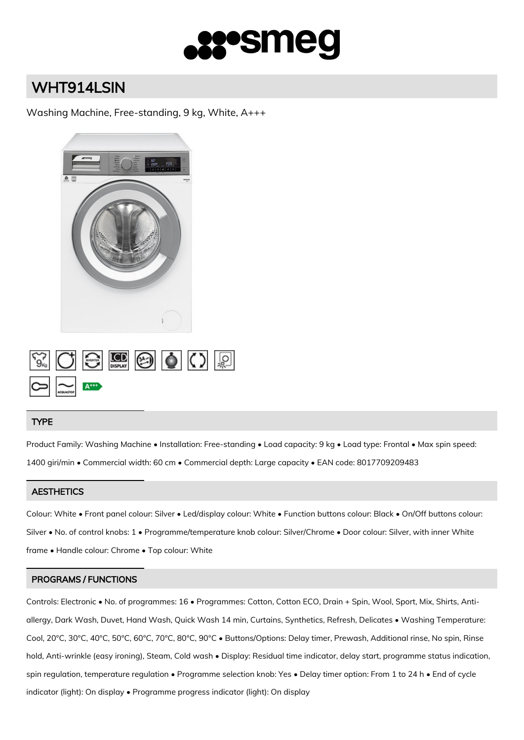# WHT914LSIN

Washing Machine, Free-standing, 9 kg, White, A+++

## TYPE

Product Family: Washing Machine • Installation: Free-standing • Load capacity: 9 kg • Load type: Frontal • Max spin speed: 1400 giri/min • Commercial width: 60 cm • Commercial depth: Large capacity • EAN code: 8017709209483

## AESTHETICS

Colour: White • Front panel colour: Silver • Led/display colour: White • Function buttons colour: Black • On/Off buttons colour: Silver • No. of control knobs: 1 • Programme/temperature knob colour: Silver/Chrome • Door colour: Silver, with inner White frame • Handle colour: Chrome • Top colour: White

## PROGRAMS / FUNCTIONS

Controls: Electronic • No. of programmes: 16 • Programmes: Cotton, Cotton ECO, Drain + Spin, Wool, Sport, Mix, Shirts, Anti-allergy, Dark Wash, Duvet, Hand Wash, Quick Wash 14 min, Curtains, Synthetics, Refresh, Delicates • Washing Temperature: Cool, 20°C, 30°C, 40°C, 50°C, 60°C, 70°C, 80°C, 90°C • Buttons/Options: Delay timer, Prewash, Additional rinse, No spin, Rinse hold, Anti-wrinkle (easy ironing), Steam, Cold wash • Display: Residual time indicator, delay start, programme status indication, spin regulation, temperature regulation • Programme selection knob: Yes • Delay timer option: From 1 to 24 h • End of cycle indicator (light): On display • Programme progress indicator (light): On display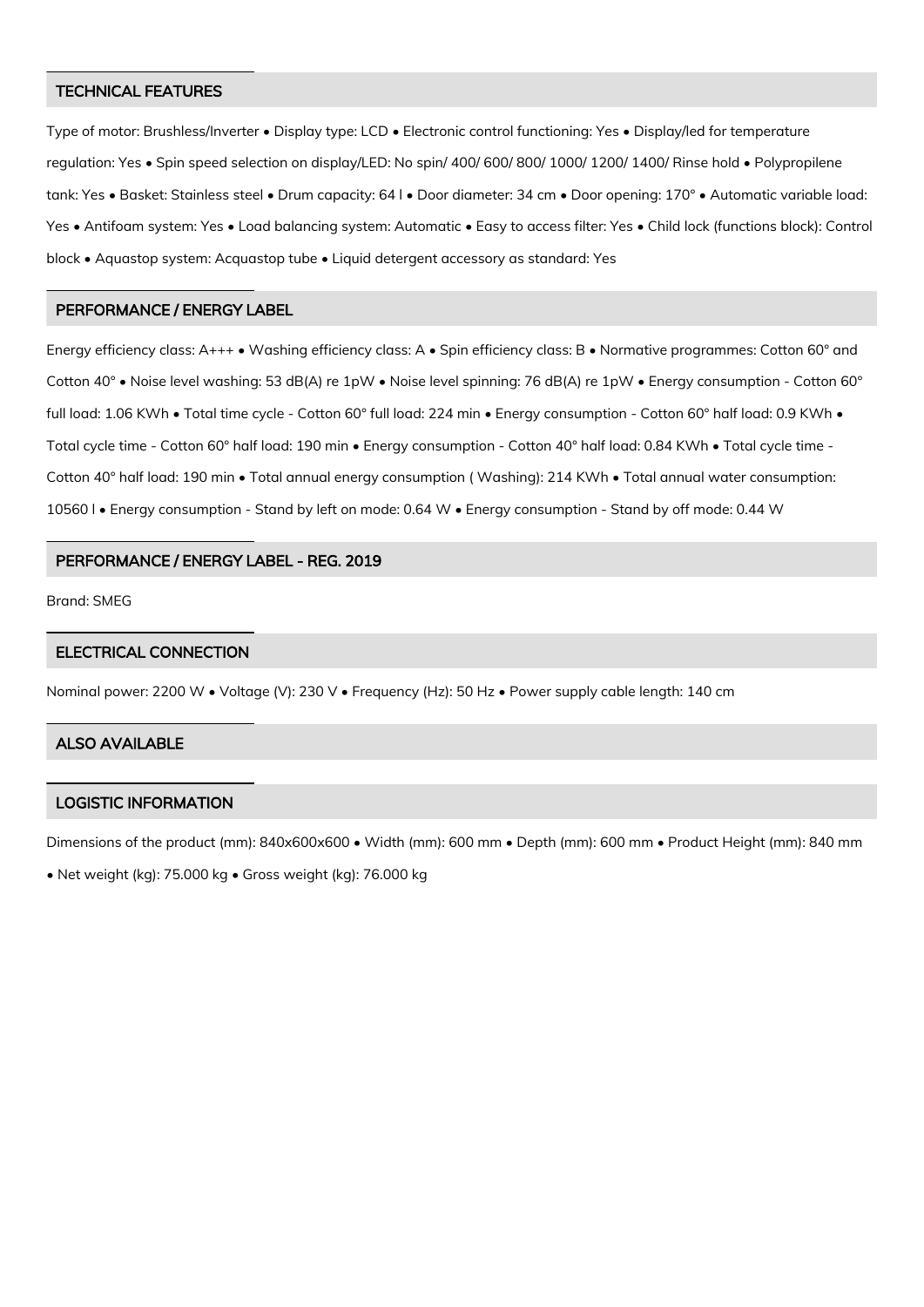## TECHNICAL FEATURES

Type of motor: Brushless/Inverter • Display type: LCD • Electronic control functioning: Yes • Display/led for temperature regulation: Yes • Spin speed selection on display/LED: No spin/ 400/ 600/ 800/ 1000/ 1200/ 1400/ Rinse hold • Polypropilene tank: Yes • Basket: Stainless steel • Drum capacity: 64 l • Door diameter: 34 cm • Door opening: 170° • Automatic variable load: Yes • Antifoam system: Yes • Load balancing system: Automatic • Easy to access filter: Yes • Child lock (functions block): Control block • Aquastop system: Acquastop tube • Liquid detergent accessory as standard: Yes

## PERFORMANCE / ENERGY LABEL

Energy efficiency class: A+++ • Washing efficiency class: A • Spin efficiency class: B • Normative programmes: Cotton 60° and Cotton 40° • Noise level washing: 53 dB(A) re 1pW • Noise level spinning: 76 dB(A) re 1pW • Energy consumption - Cotton 60° full load: 1.06 KWh • Total time cycle - Cotton 60° full load: 224 min • Energy consumption - Cotton 60° half load: 0.9 KWh • Total cycle time - Cotton 60° half load: 190 min • Energy consumption - Cotton 40° half load: 0.84 KWh • Total cycle time - Cotton 40° half load: 190 min • Total annual energy consumption ( Washing): 214 KWh • Total annual water consumption: 10560 l • Energy consumption - Stand by left on mode: 0.64 W • Energy consumption - Stand by off mode: 0.44 W

## PERFORMANCE / ENERGY LABEL - REG. 2019

Brand: SMEG

## ELECTRICAL CONNECTION

Nominal power: 2200 W • Voltage (V): 230 V • Frequency (Hz): 50 Hz • Power supply cable length: 140 cm

## ALSO AVAILABLE

## LOGISTIC INFORMATION

Dimensions of the product (mm): 840x600x600 • Width (mm): 600 mm • Depth (mm): 600 mm • Product Height (mm): 840 mm • Net weight (kg): 75.000 kg • Gross weight (kg): 76.000 kg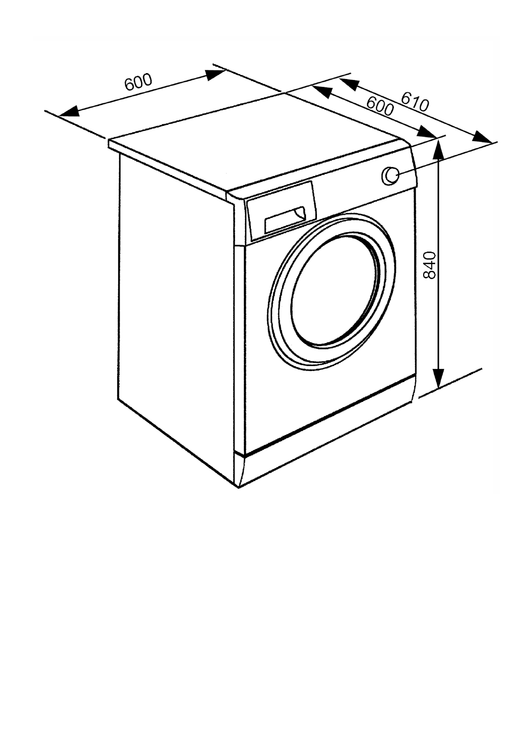600

600

610

840